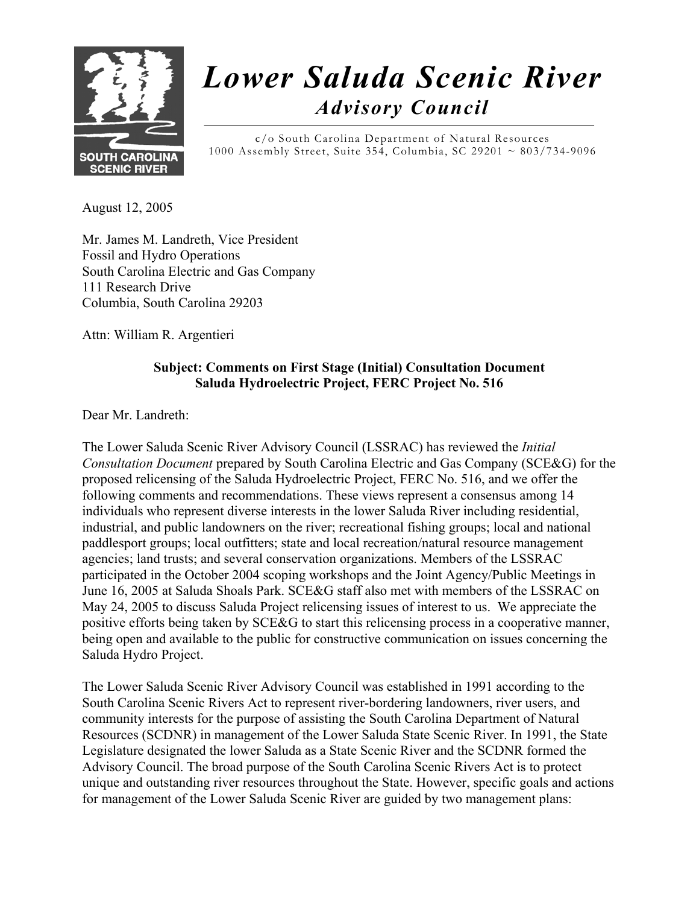# *Lower Saluda Scenic River*

## *Advisory Council*

c/o South Carolina Department of Natural Resources
1000 Assembly Street, Suite 354, Columbia, SC 29201 ~ 803/734-9096

SOUTH CAROLINA SCENIC RIVER

August 12, 2005

Mr. James M. Landreth, Vice President
Fossil and Hydro Operations
South Carolina Electric and Gas Company
111 Research Drive
Columbia, South Carolina 29203

Attn: William R. Argentieri

**Subject: Comments on First Stage (Initial) Consultation Document**
**Saluda Hydroelectric Project, FERC Project No. 516**

Dear Mr. Landreth:

The Lower Saluda Scenic River Advisory Council (LSSRAC) has reviewed the *Initial Consultation Document* prepared by South Carolina Electric and Gas Company (SCE&G) for the proposed relicensing of the Saluda Hydroelectric Project, FERC No. 516, and we offer the following comments and recommendations. These views represent a consensus among 14 individuals who represent diverse interests in the lower Saluda River including residential, industrial, and public landowners on the river; recreational fishing groups; local and national paddlesport groups; local outfitters; state and local recreation/natural resource management agencies; land trusts; and several conservation organizations. Members of the LSSRAC participated in the October 2004 scoping workshops and the Joint Agency/Public Meetings in June 16, 2005 at Saluda Shoals Park. SCE&G staff also met with members of the LSSRAC on May 24, 2005 to discuss Saluda Project relicensing issues of interest to us. We appreciate the positive efforts being taken by SCE&G to start this relicensing process in a cooperative manner, being open and available to the public for constructive communication on issues concerning the Saluda Hydro Project.

The Lower Saluda Scenic River Advisory Council was established in 1991 according to the South Carolina Scenic Rivers Act to represent river-bordering landowners, river users, and community interests for the purpose of assisting the South Carolina Department of Natural Resources (SCDNR) in management of the Lower Saluda State Scenic River. In 1991, the State Legislature designated the lower Saluda as a State Scenic River and the SCDNR formed the Advisory Council. The broad purpose of the South Carolina Scenic Rivers Act is to protect unique and outstanding river resources throughout the State. However, specific goals and actions for management of the Lower Saluda Scenic River are guided by two management plans: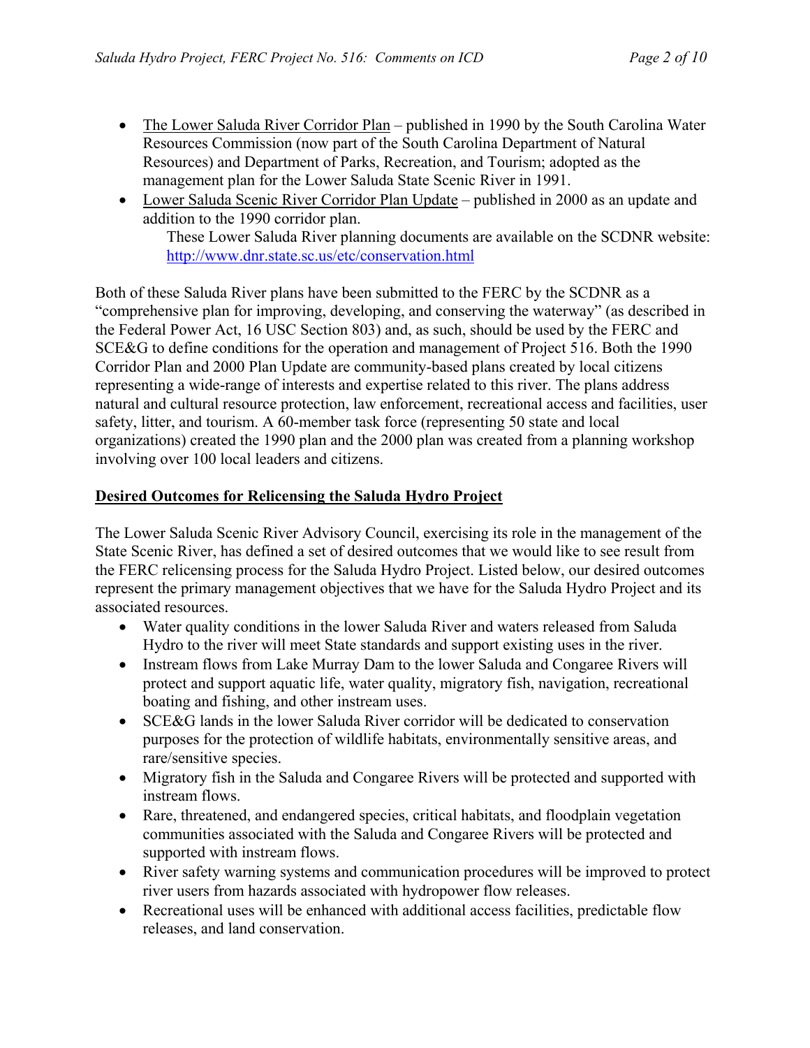- The Lower Saluda River Corridor Plan – published in 1990 by the South Carolina Water Resources Commission (now part of the South Carolina Department of Natural Resources) and Department of Parks, Recreation, and Tourism; adopted as the management plan for the Lower Saluda State Scenic River in 1991.
- Lower Saluda Scenic River Corridor Plan Update – published in 2000 as an update and addition to the 1990 corridor plan.

  These Lower Saluda River planning documents are available on the SCDNR website: http://www.dnr.state.sc.us/etc/conservation.html

Both of these Saluda River plans have been submitted to the FERC by the SCDNR as a "comprehensive plan for improving, developing, and conserving the waterway" (as described in the Federal Power Act, 16 USC Section 803) and, as such, should be used by the FERC and SCE&G to define conditions for the operation and management of Project 516. Both the 1990 Corridor Plan and 2000 Plan Update are community-based plans created by local citizens representing a wide-range of interests and expertise related to this river. The plans address natural and cultural resource protection, law enforcement, recreational access and facilities, user safety, litter, and tourism. A 60-member task force (representing 50 state and local organizations) created the 1990 plan and the 2000 plan was created from a planning workshop involving over 100 local leaders and citizens.

## Desired Outcomes for Relicensing the Saluda Hydro Project

The Lower Saluda Scenic River Advisory Council, exercising its role in the management of the State Scenic River, has defined a set of desired outcomes that we would like to see result from the FERC relicensing process for the Saluda Hydro Project. Listed below, our desired outcomes represent the primary management objectives that we have for the Saluda Hydro Project and its associated resources.

- Water quality conditions in the lower Saluda River and waters released from Saluda Hydro to the river will meet State standards and support existing uses in the river.
- Instream flows from Lake Murray Dam to the lower Saluda and Congaree Rivers will protect and support aquatic life, water quality, migratory fish, navigation, recreational boating and fishing, and other instream uses.
- SCE&G lands in the lower Saluda River corridor will be dedicated to conservation purposes for the protection of wildlife habitats, environmentally sensitive areas, and rare/sensitive species.
- Migratory fish in the Saluda and Congaree Rivers will be protected and supported with instream flows.
- Rare, threatened, and endangered species, critical habitats, and floodplain vegetation communities associated with the Saluda and Congaree Rivers will be protected and supported with instream flows.
- River safety warning systems and communication procedures will be improved to protect river users from hazards associated with hydropower flow releases.
- Recreational uses will be enhanced with additional access facilities, predictable flow releases, and land conservation.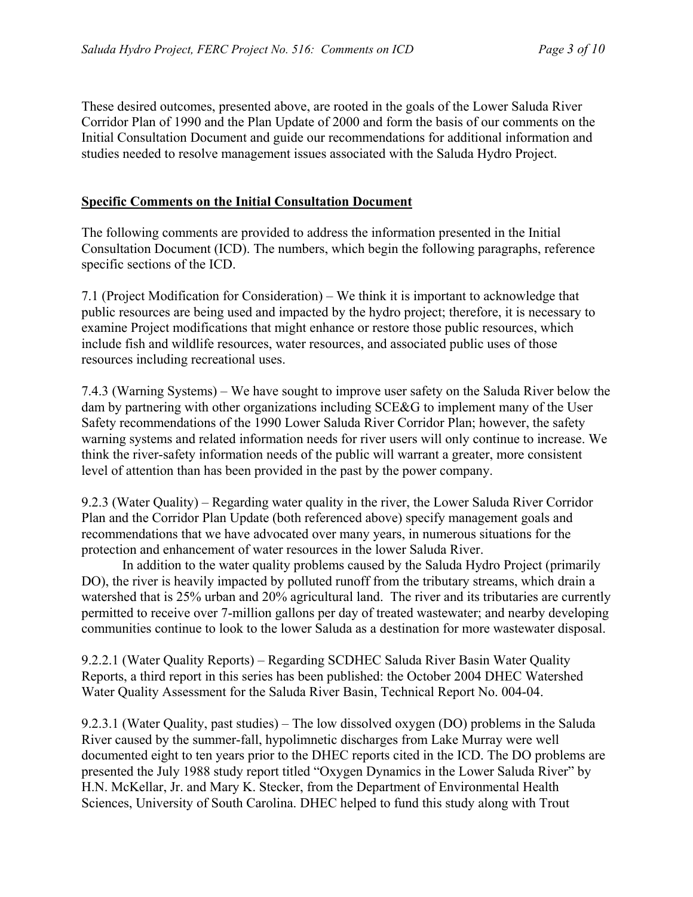These desired outcomes, presented above, are rooted in the goals of the Lower Saluda River Corridor Plan of 1990 and the Plan Update of 2000 and form the basis of our comments on the Initial Consultation Document and guide our recommendations for additional information and studies needed to resolve management issues associated with the Saluda Hydro Project.

## **Specific Comments on the Initial Consultation Document**

The following comments are provided to address the information presented in the Initial Consultation Document (ICD). The numbers, which begin the following paragraphs, reference specific sections of the ICD.

7.1 (Project Modification for Consideration) – We think it is important to acknowledge that public resources are being used and impacted by the hydro project; therefore, it is necessary to examine Project modifications that might enhance or restore those public resources, which include fish and wildlife resources, water resources, and associated public uses of those resources including recreational uses.

7.4.3 (Warning Systems) – We have sought to improve user safety on the Saluda River below the dam by partnering with other organizations including SCE&G to implement many of the User Safety recommendations of the 1990 Lower Saluda River Corridor Plan; however, the safety warning systems and related information needs for river users will only continue to increase. We think the river-safety information needs of the public will warrant a greater, more consistent level of attention than has been provided in the past by the power company.

9.2.3 (Water Quality) – Regarding water quality in the river, the Lower Saluda River Corridor Plan and the Corridor Plan Update (both referenced above) specify management goals and recommendations that we have advocated over many years, in numerous situations for the protection and enhancement of water resources in the lower Saluda River.

In addition to the water quality problems caused by the Saluda Hydro Project (primarily DO), the river is heavily impacted by polluted runoff from the tributary streams, which drain a watershed that is 25% urban and 20% agricultural land. The river and its tributaries are currently permitted to receive over 7-million gallons per day of treated wastewater; and nearby developing communities continue to look to the lower Saluda as a destination for more wastewater disposal.

9.2.2.1 (Water Quality Reports) – Regarding SCDHEC Saluda River Basin Water Quality Reports, a third report in this series has been published: the October 2004 DHEC Watershed Water Quality Assessment for the Saluda River Basin, Technical Report No. 004-04.

9.2.3.1 (Water Quality, past studies) – The low dissolved oxygen (DO) problems in the Saluda River caused by the summer-fall, hypolimnetic discharges from Lake Murray were well documented eight to ten years prior to the DHEC reports cited in the ICD. The DO problems are presented the July 1988 study report titled "Oxygen Dynamics in the Lower Saluda River" by H.N. McKellar, Jr. and Mary K. Stecker, from the Department of Environmental Health Sciences, University of South Carolina. DHEC helped to fund this study along with Trout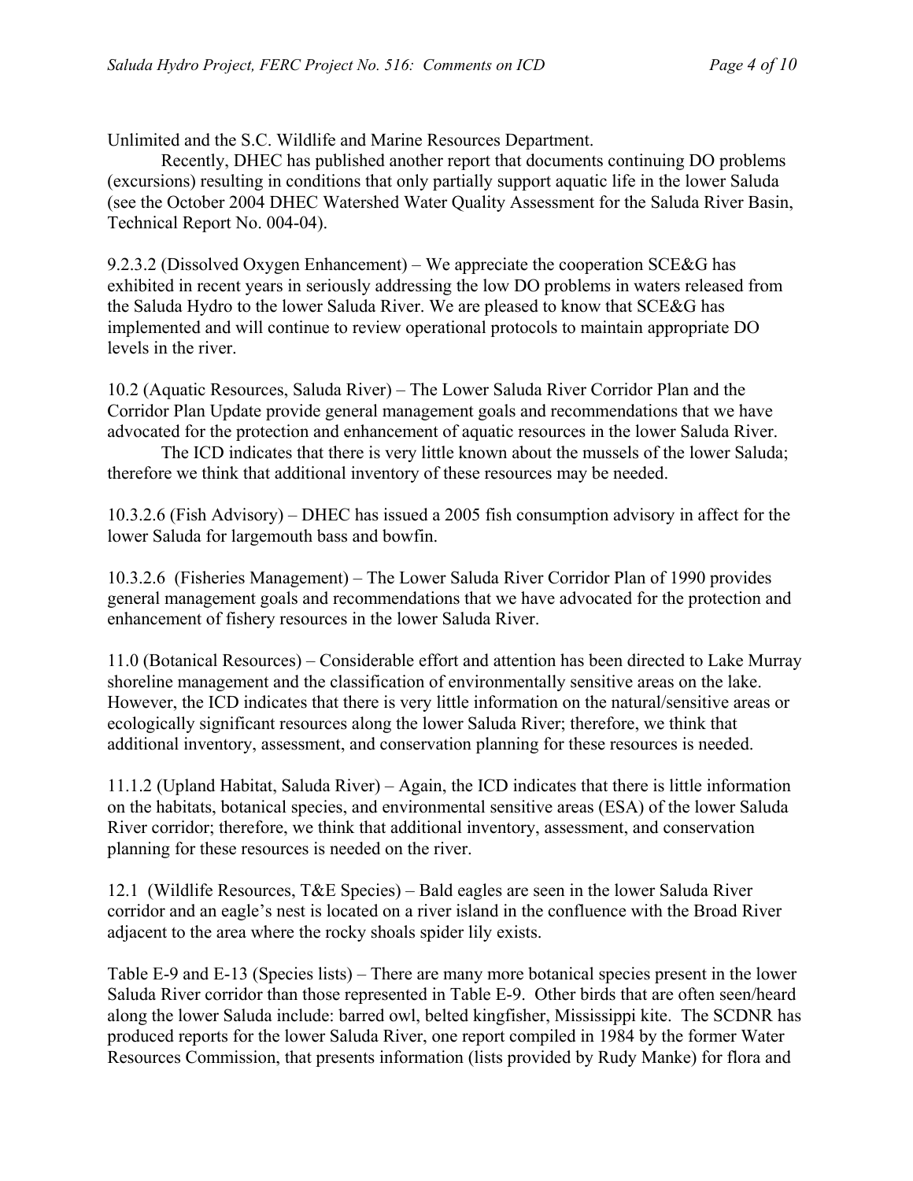Unlimited and the S.C. Wildlife and Marine Resources Department.

Recently, DHEC has published another report that documents continuing DO problems (excursions) resulting in conditions that only partially support aquatic life in the lower Saluda (see the October 2004 DHEC Watershed Water Quality Assessment for the Saluda River Basin, Technical Report No. 004-04).

9.2.3.2 (Dissolved Oxygen Enhancement) – We appreciate the cooperation SCE&G has exhibited in recent years in seriously addressing the low DO problems in waters released from the Saluda Hydro to the lower Saluda River. We are pleased to know that SCE&G has implemented and will continue to review operational protocols to maintain appropriate DO levels in the river.

10.2 (Aquatic Resources, Saluda River) – The Lower Saluda River Corridor Plan and the Corridor Plan Update provide general management goals and recommendations that we have advocated for the protection and enhancement of aquatic resources in the lower Saluda River.

The ICD indicates that there is very little known about the mussels of the lower Saluda; therefore we think that additional inventory of these resources may be needed.

10.3.2.6 (Fish Advisory) – DHEC has issued a 2005 fish consumption advisory in affect for the lower Saluda for largemouth bass and bowfin.

10.3.2.6 (Fisheries Management) – The Lower Saluda River Corridor Plan of 1990 provides general management goals and recommendations that we have advocated for the protection and enhancement of fishery resources in the lower Saluda River.

11.0 (Botanical Resources) – Considerable effort and attention has been directed to Lake Murray shoreline management and the classification of environmentally sensitive areas on the lake. However, the ICD indicates that there is very little information on the natural/sensitive areas or ecologically significant resources along the lower Saluda River; therefore, we think that additional inventory, assessment, and conservation planning for these resources is needed.

11.1.2 (Upland Habitat, Saluda River) – Again, the ICD indicates that there is little information on the habitats, botanical species, and environmental sensitive areas (ESA) of the lower Saluda River corridor; therefore, we think that additional inventory, assessment, and conservation planning for these resources is needed on the river.

12.1 (Wildlife Resources, T&E Species) – Bald eagles are seen in the lower Saluda River corridor and an eagle's nest is located on a river island in the confluence with the Broad River adjacent to the area where the rocky shoals spider lily exists.

Table E-9 and E-13 (Species lists) – There are many more botanical species present in the lower Saluda River corridor than those represented in Table E-9. Other birds that are often seen/heard along the lower Saluda include: barred owl, belted kingfisher, Mississippi kite. The SCDNR has produced reports for the lower Saluda River, one report compiled in 1984 by the former Water Resources Commission, that presents information (lists provided by Rudy Manke) for flora and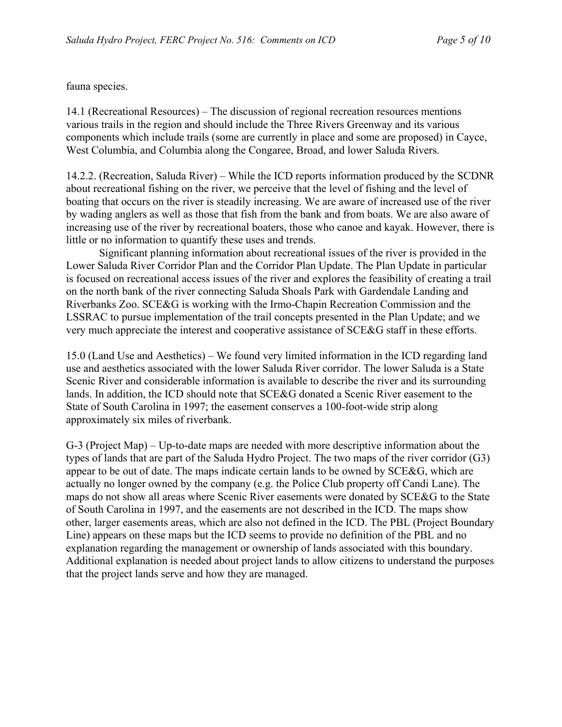fauna species.

14.1 (Recreational Resources) – The discussion of regional recreation resources mentions various trails in the region and should include the Three Rivers Greenway and its various components which include trails (some are currently in place and some are proposed) in Cayce, West Columbia, and Columbia along the Congaree, Broad, and lower Saluda Rivers.

14.2.2. (Recreation, Saluda River) – While the ICD reports information produced by the SCDNR about recreational fishing on the river, we perceive that the level of fishing and the level of boating that occurs on the river is steadily increasing. We are aware of increased use of the river by wading anglers as well as those that fish from the bank and from boats. We are also aware of increasing use of the river by recreational boaters, those who canoe and kayak. However, there is little or no information to quantify these uses and trends.

Significant planning information about recreational issues of the river is provided in the Lower Saluda River Corridor Plan and the Corridor Plan Update. The Plan Update in particular is focused on recreational access issues of the river and explores the feasibility of creating a trail on the north bank of the river connecting Saluda Shoals Park with Gardendale Landing and Riverbanks Zoo. SCE&G is working with the Irmo-Chapin Recreation Commission and the LSSRAC to pursue implementation of the trail concepts presented in the Plan Update; and we very much appreciate the interest and cooperative assistance of SCE&G staff in these efforts.

15.0 (Land Use and Aesthetics) – We found very limited information in the ICD regarding land use and aesthetics associated with the lower Saluda River corridor. The lower Saluda is a State Scenic River and considerable information is available to describe the river and its surrounding lands. In addition, the ICD should note that SCE&G donated a Scenic River easement to the State of South Carolina in 1997; the easement conserves a 100-foot-wide strip along approximately six miles of riverbank.

G-3 (Project Map) – Up-to-date maps are needed with more descriptive information about the types of lands that are part of the Saluda Hydro Project. The two maps of the river corridor (G3) appear to be out of date. The maps indicate certain lands to be owned by SCE&G, which are actually no longer owned by the company (e.g. the Police Club property off Candi Lane). The maps do not show all areas where Scenic River easements were donated by SCE&G to the State of South Carolina in 1997, and the easements are not described in the ICD. The maps show other, larger easements areas, which are also not defined in the ICD. The PBL (Project Boundary Line) appears on these maps but the ICD seems to provide no definition of the PBL and no explanation regarding the management or ownership of lands associated with this boundary. Additional explanation is needed about project lands to allow citizens to understand the purposes that the project lands serve and how they are managed.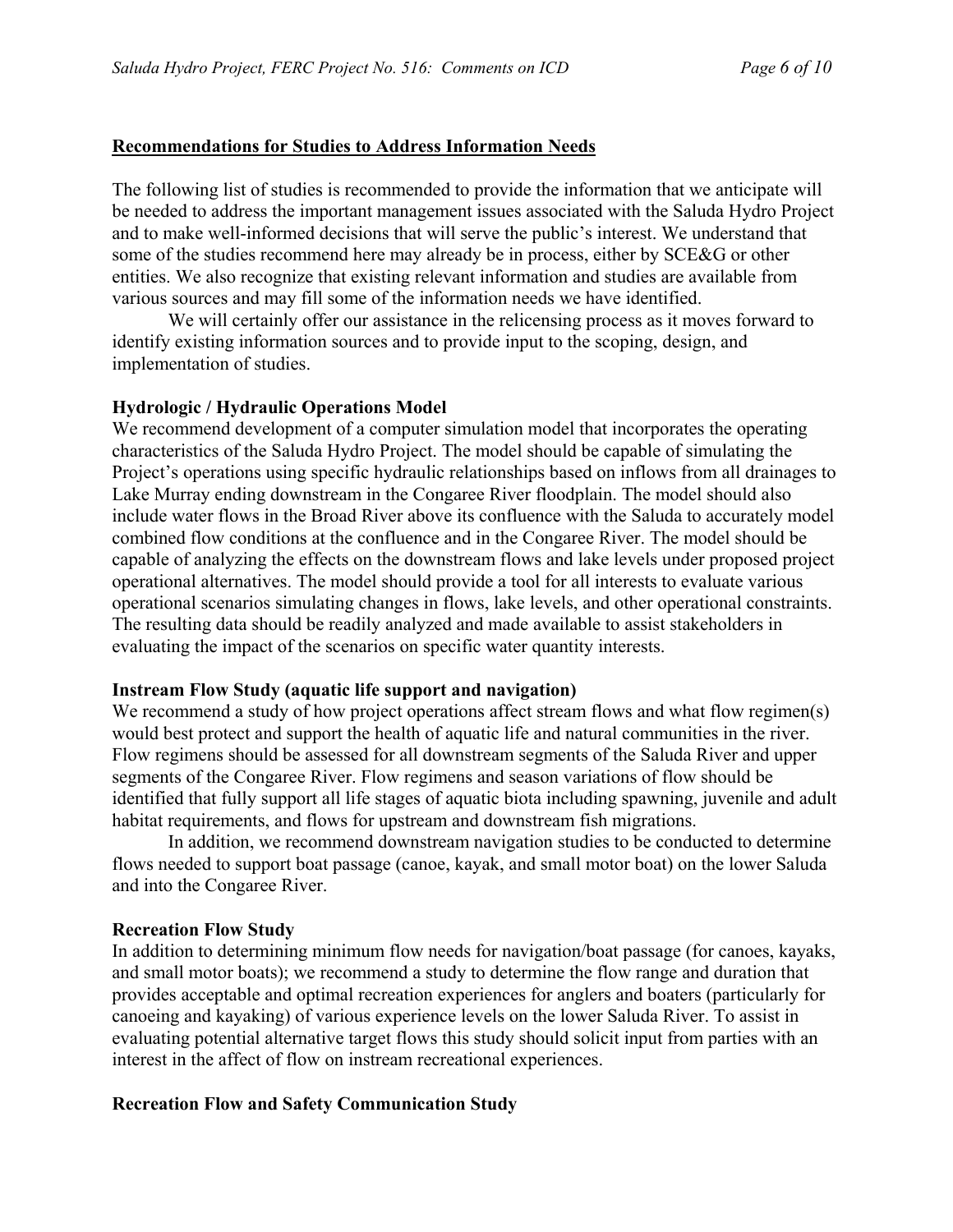## Recommendations for Studies to Address Information Needs

The following list of studies is recommended to provide the information that we anticipate will be needed to address the important management issues associated with the Saluda Hydro Project and to make well-informed decisions that will serve the public's interest. We understand that some of the studies recommend here may already be in process, either by SCE&G or other entities. We also recognize that existing relevant information and studies are available from various sources and may fill some of the information needs we have identified.

We will certainly offer our assistance in the relicensing process as it moves forward to identify existing information sources and to provide input to the scoping, design, and implementation of studies.

### Hydrologic / Hydraulic Operations Model

We recommend development of a computer simulation model that incorporates the operating characteristics of the Saluda Hydro Project. The model should be capable of simulating the Project's operations using specific hydraulic relationships based on inflows from all drainages to Lake Murray ending downstream in the Congaree River floodplain. The model should also include water flows in the Broad River above its confluence with the Saluda to accurately model combined flow conditions at the confluence and in the Congaree River. The model should be capable of analyzing the effects on the downstream flows and lake levels under proposed project operational alternatives. The model should provide a tool for all interests to evaluate various operational scenarios simulating changes in flows, lake levels, and other operational constraints. The resulting data should be readily analyzed and made available to assist stakeholders in evaluating the impact of the scenarios on specific water quantity interests.

### Instream Flow Study (aquatic life support and navigation)

We recommend a study of how project operations affect stream flows and what flow regimen(s) would best protect and support the health of aquatic life and natural communities in the river. Flow regimens should be assessed for all downstream segments of the Saluda River and upper segments of the Congaree River. Flow regimens and season variations of flow should be identified that fully support all life stages of aquatic biota including spawning, juvenile and adult habitat requirements, and flows for upstream and downstream fish migrations.

In addition, we recommend downstream navigation studies to be conducted to determine flows needed to support boat passage (canoe, kayak, and small motor boat) on the lower Saluda and into the Congaree River.

### Recreation Flow Study

In addition to determining minimum flow needs for navigation/boat passage (for canoes, kayaks, and small motor boats); we recommend a study to determine the flow range and duration that provides acceptable and optimal recreation experiences for anglers and boaters (particularly for canoeing and kayaking) of various experience levels on the lower Saluda River. To assist in evaluating potential alternative target flows this study should solicit input from parties with an interest in the affect of flow on instream recreational experiences.

### Recreation Flow and Safety Communication Study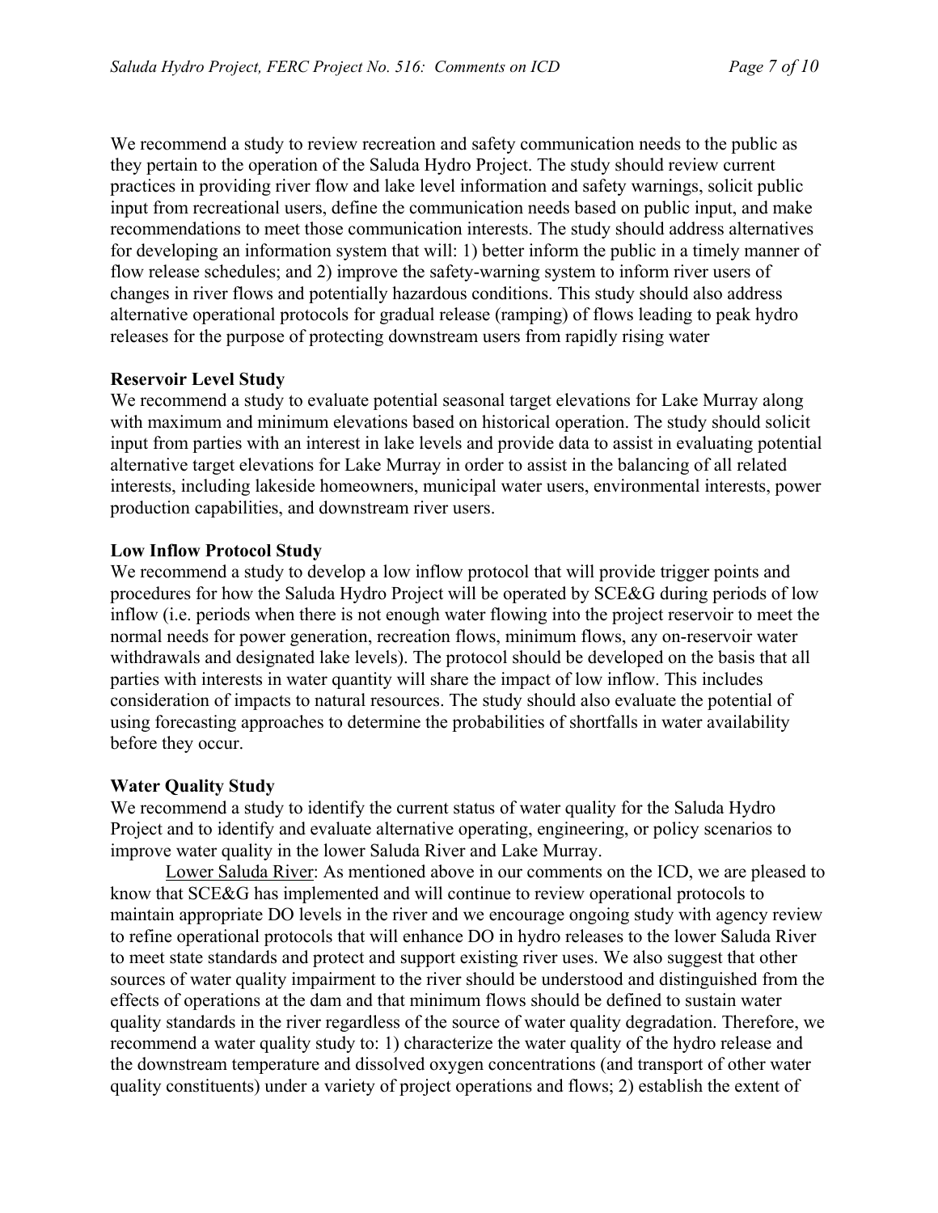We recommend a study to review recreation and safety communication needs to the public as they pertain to the operation of the Saluda Hydro Project. The study should review current practices in providing river flow and lake level information and safety warnings, solicit public input from recreational users, define the communication needs based on public input, and make recommendations to meet those communication interests. The study should address alternatives for developing an information system that will: 1) better inform the public in a timely manner of flow release schedules; and 2) improve the safety-warning system to inform river users of changes in river flows and potentially hazardous conditions. This study should also address alternative operational protocols for gradual release (ramping) of flows leading to peak hydro releases for the purpose of protecting downstream users from rapidly rising water

**Reservoir Level Study**
We recommend a study to evaluate potential seasonal target elevations for Lake Murray along with maximum and minimum elevations based on historical operation. The study should solicit input from parties with an interest in lake levels and provide data to assist in evaluating potential alternative target elevations for Lake Murray in order to assist in the balancing of all related interests, including lakeside homeowners, municipal water users, environmental interests, power production capabilities, and downstream river users.

**Low Inflow Protocol Study**
We recommend a study to develop a low inflow protocol that will provide trigger points and procedures for how the Saluda Hydro Project will be operated by SCE&G during periods of low inflow (i.e. periods when there is not enough water flowing into the project reservoir to meet the normal needs for power generation, recreation flows, minimum flows, any on-reservoir water withdrawals and designated lake levels). The protocol should be developed on the basis that all parties with interests in water quantity will share the impact of low inflow. This includes consideration of impacts to natural resources. The study should also evaluate the potential of using forecasting approaches to determine the probabilities of shortfalls in water availability before they occur.

**Water Quality Study**
We recommend a study to identify the current status of water quality for the Saluda Hydro Project and to identify and evaluate alternative operating, engineering, or policy scenarios to improve water quality in the lower Saluda River and Lake Murray.

Lower Saluda River: As mentioned above in our comments on the ICD, we are pleased to know that SCE&G has implemented and will continue to review operational protocols to maintain appropriate DO levels in the river and we encourage ongoing study with agency review to refine operational protocols that will enhance DO in hydro releases to the lower Saluda River to meet state standards and protect and support existing river uses. We also suggest that other sources of water quality impairment to the river should be understood and distinguished from the effects of operations at the dam and that minimum flows should be defined to sustain water quality standards in the river regardless of the source of water quality degradation. Therefore, we recommend a water quality study to: 1) characterize the water quality of the hydro release and the downstream temperature and dissolved oxygen concentrations (and transport of other water quality constituents) under a variety of project operations and flows; 2) establish the extent of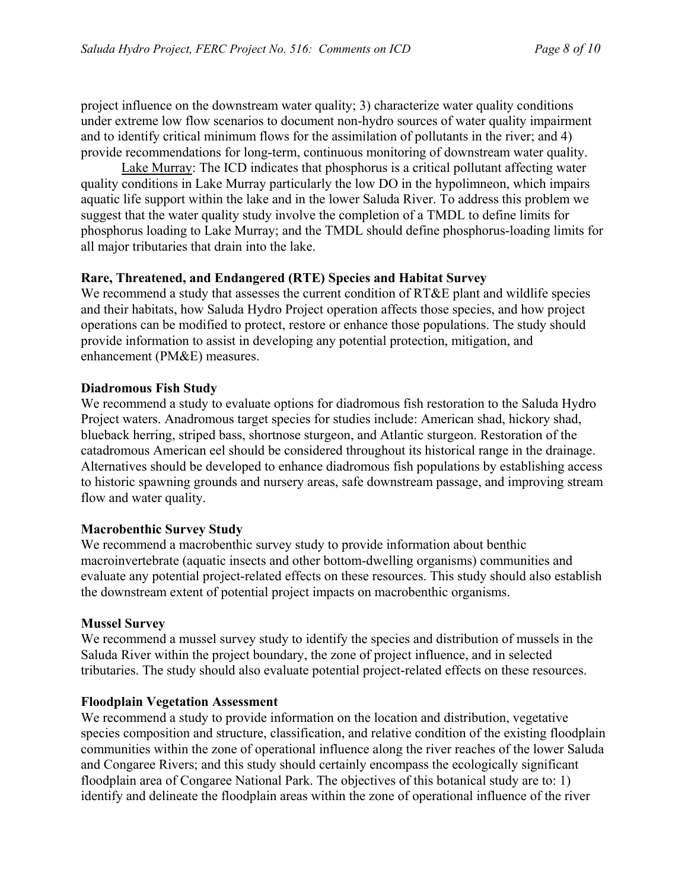project influence on the downstream water quality; 3) characterize water quality conditions under extreme low flow scenarios to document non-hydro sources of water quality impairment and to identify critical minimum flows for the assimilation of pollutants in the river; and 4) provide recommendations for long-term, continuous monitoring of downstream water quality.

<u>Lake Murray</u>: The ICD indicates that phosphorus is a critical pollutant affecting water quality conditions in Lake Murray particularly the low DO in the hypolimneon, which impairs aquatic life support within the lake and in the lower Saluda River. To address this problem we suggest that the water quality study involve the completion of a TMDL to define limits for phosphorus loading to Lake Murray; and the TMDL should define phosphorus-loading limits for all major tributaries that drain into the lake.

**Rare, Threatened, and Endangered (RTE) Species and Habitat Survey**

We recommend a study that assesses the current condition of RT&E plant and wildlife species and their habitats, how Saluda Hydro Project operation affects those species, and how project operations can be modified to protect, restore or enhance those populations. The study should provide information to assist in developing any potential protection, mitigation, and enhancement (PM&E) measures.

**Diadromous Fish Study**

We recommend a study to evaluate options for diadromous fish restoration to the Saluda Hydro Project waters. Anadromous target species for studies include: American shad, hickory shad, blueback herring, striped bass, shortnose sturgeon, and Atlantic sturgeon. Restoration of the catadromous American eel should be considered throughout its historical range in the drainage. Alternatives should be developed to enhance diadromous fish populations by establishing access to historic spawning grounds and nursery areas, safe downstream passage, and improving stream flow and water quality.

**Macrobenthic Survey Study**

We recommend a macrobenthic survey study to provide information about benthic macroinvertebrate (aquatic insects and other bottom-dwelling organisms) communities and evaluate any potential project-related effects on these resources. This study should also establish the downstream extent of potential project impacts on macrobenthic organisms.

**Mussel Survey**

We recommend a mussel survey study to identify the species and distribution of mussels in the Saluda River within the project boundary, the zone of project influence, and in selected tributaries. The study should also evaluate potential project-related effects on these resources.

**Floodplain Vegetation Assessment**

We recommend a study to provide information on the location and distribution, vegetative species composition and structure, classification, and relative condition of the existing floodplain communities within the zone of operational influence along the river reaches of the lower Saluda and Congaree Rivers; and this study should certainly encompass the ecologically significant floodplain area of Congaree National Park. The objectives of this botanical study are to: 1) identify and delineate the floodplain areas within the zone of operational influence of the river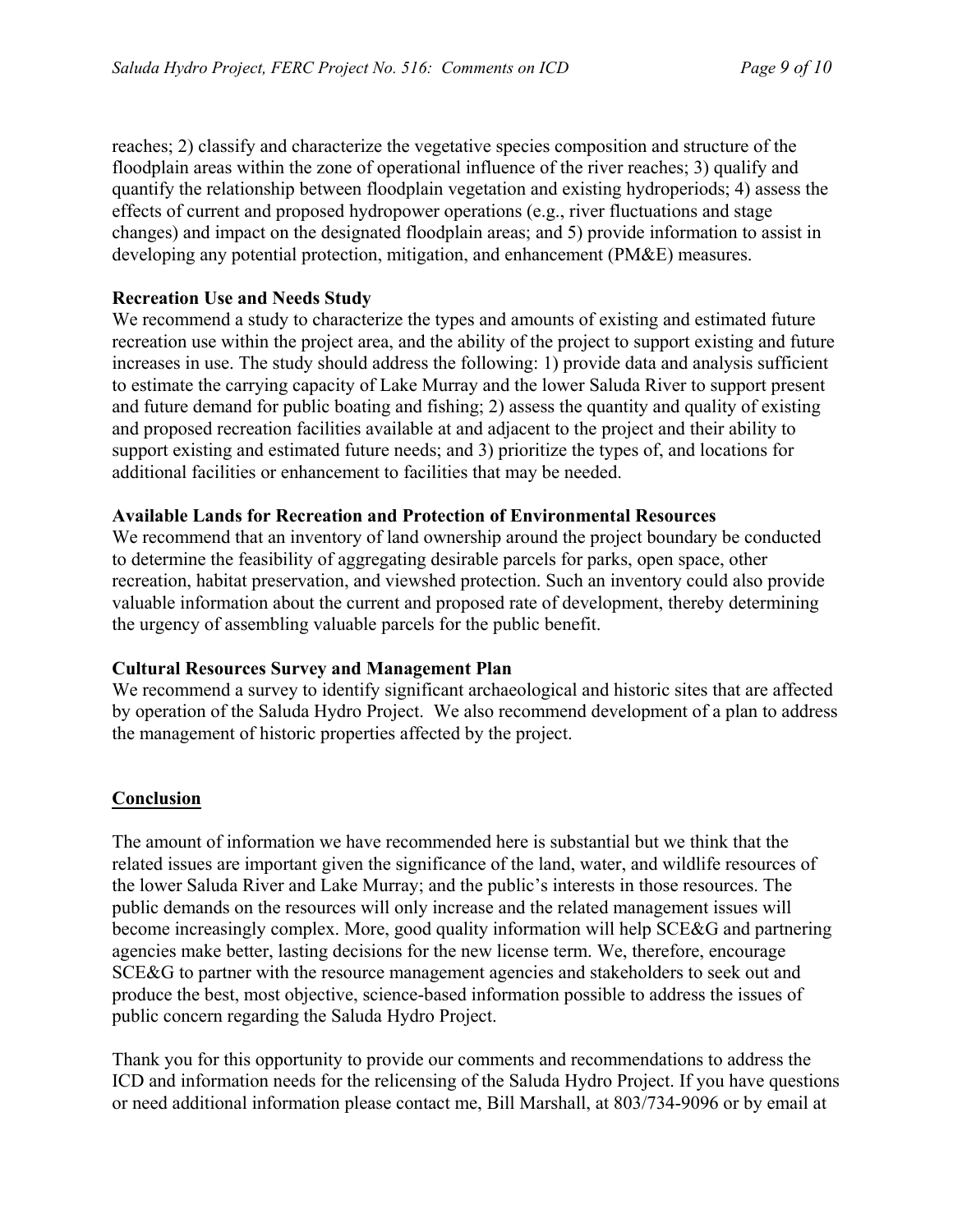reaches; 2) classify and characterize the vegetative species composition and structure of the floodplain areas within the zone of operational influence of the river reaches; 3) qualify and quantify the relationship between floodplain vegetation and existing hydroperiods; 4) assess the effects of current and proposed hydropower operations (e.g., river fluctuations and stage changes) and impact on the designated floodplain areas; and 5) provide information to assist in developing any potential protection, mitigation, and enhancement (PM&E) measures.

**Recreation Use and Needs Study**

We recommend a study to characterize the types and amounts of existing and estimated future recreation use within the project area, and the ability of the project to support existing and future increases in use. The study should address the following: 1) provide data and analysis sufficient to estimate the carrying capacity of Lake Murray and the lower Saluda River to support present and future demand for public boating and fishing; 2) assess the quantity and quality of existing and proposed recreation facilities available at and adjacent to the project and their ability to support existing and estimated future needs; and 3) prioritize the types of, and locations for additional facilities or enhancement to facilities that may be needed.

**Available Lands for Recreation and Protection of Environmental Resources**

We recommend that an inventory of land ownership around the project boundary be conducted to determine the feasibility of aggregating desirable parcels for parks, open space, other recreation, habitat preservation, and viewshed protection. Such an inventory could also provide valuable information about the current and proposed rate of development, thereby determining the urgency of assembling valuable parcels for the public benefit.

**Cultural Resources Survey and Management Plan**

We recommend a survey to identify significant archaeological and historic sites that are affected by operation of the Saluda Hydro Project. We also recommend development of a plan to address the management of historic properties affected by the project.

## Conclusion

The amount of information we have recommended here is substantial but we think that the related issues are important given the significance of the land, water, and wildlife resources of the lower Saluda River and Lake Murray; and the public's interests in those resources. The public demands on the resources will only increase and the related management issues will become increasingly complex. More, good quality information will help SCE&G and partnering agencies make better, lasting decisions for the new license term. We, therefore, encourage SCE&G to partner with the resource management agencies and stakeholders to seek out and produce the best, most objective, science-based information possible to address the issues of public concern regarding the Saluda Hydro Project.

Thank you for this opportunity to provide our comments and recommendations to address the ICD and information needs for the relicensing of the Saluda Hydro Project. If you have questions or need additional information please contact me, Bill Marshall, at 803/734-9096 or by email at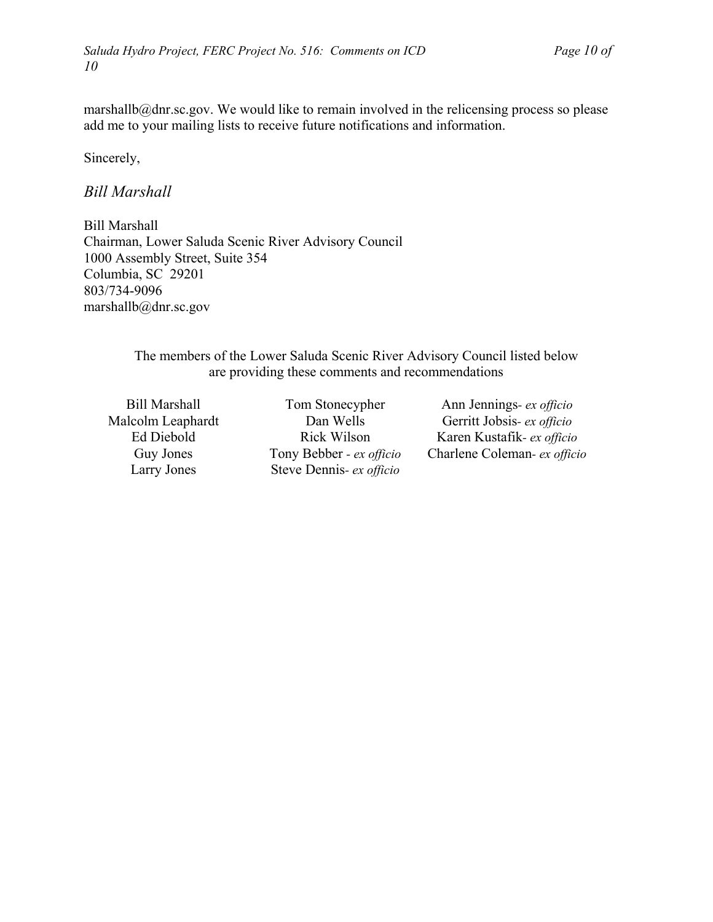marshallb@dnr.sc.gov. We would like to remain involved in the relicensing process so please add me to your mailing lists to receive future notifications and information.

Sincerely,

*Bill Marshall*

Bill Marshall
Chairman, Lower Saluda Scenic River Advisory Council
1000 Assembly Street, Suite 354
Columbia, SC 29201
803/734-9096
marshallb@dnr.sc.gov

The members of the Lower Saluda Scenic River Advisory Council listed below are providing these comments and recommendations

| | | |
|---|---|---|
| Bill Marshall | Tom Stonecypher | Ann Jennings- *ex officio* |
| Malcolm Leaphardt | Dan Wells | Gerritt Jobsis- *ex officio* |
| Ed Diebold | Rick Wilson | Karen Kustafik- *ex officio* |
| Guy Jones | Tony Bebber - *ex officio* | Charlene Coleman- *ex officio* |
| Larry Jones | Steve Dennis- *ex officio* | |